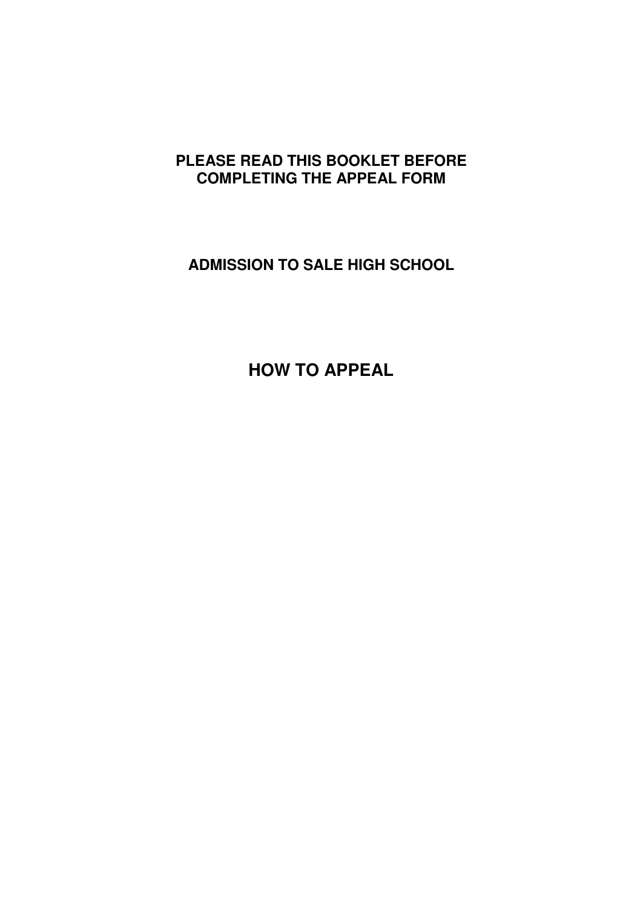**PLEASE READ THIS BOOKLET BEFORE COMPLETING THE APPEAL FORM**

**ADMISSION TO SALE HIGH SCHOOL**

# HOW TO APPEAL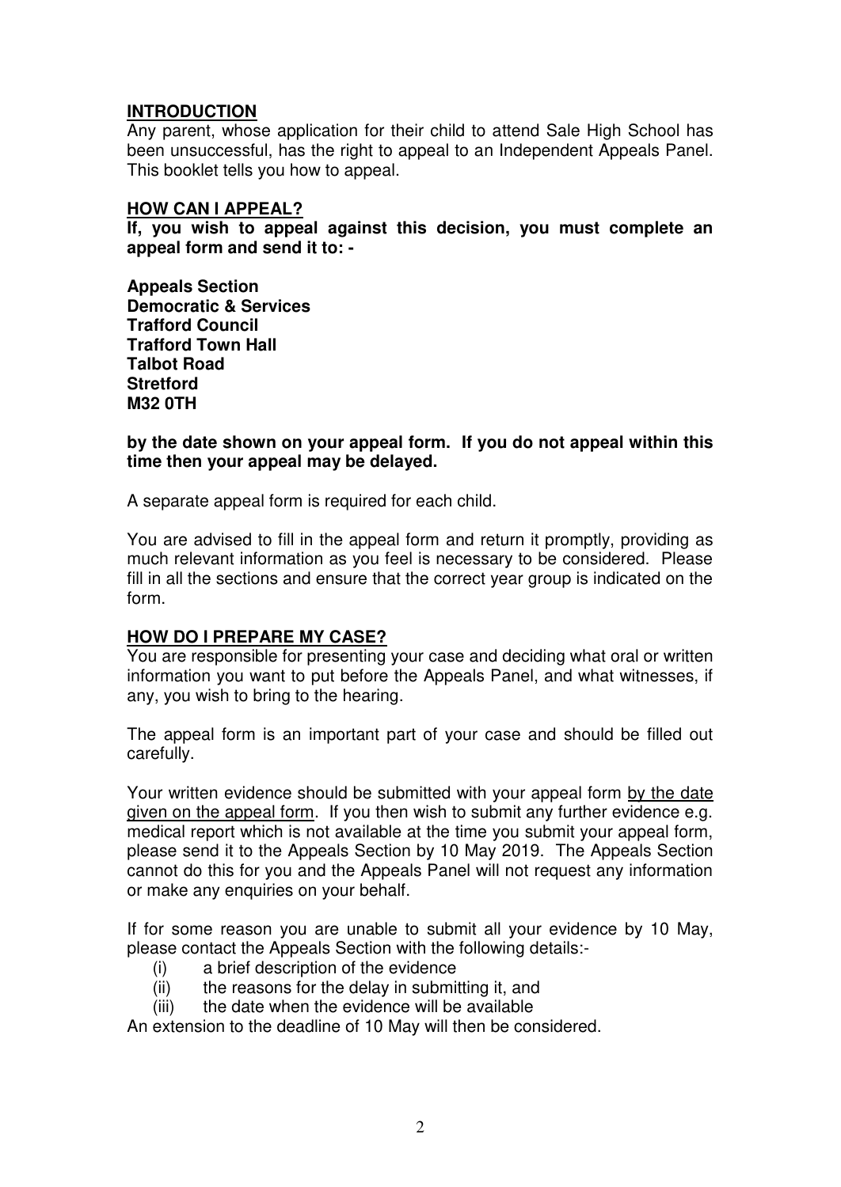## INTRODUCTION

Any parent, whose application for their child to attend Sale High School has been unsuccessful, has the right to appeal to an Independent Appeals Panel. This booklet tells you how to appeal.

## HOW CAN I APPEAL?

**If, you wish to appeal against this decision, you must complete an appeal form and send it to: -**

**Appeals Section**
**Democratic & Services**
**Trafford Council**
**Trafford Town Hall**
**Talbot Road**
**Stretford**
**M32 0TH**

**by the date shown on your appeal form. If you do not appeal within this time then your appeal may be delayed.**

A separate appeal form is required for each child.

You are advised to fill in the appeal form and return it promptly, providing as much relevant information as you feel is necessary to be considered. Please fill in all the sections and ensure that the correct year group is indicated on the form.

## HOW DO I PREPARE MY CASE?

You are responsible for presenting your case and deciding what oral or written information you want to put before the Appeals Panel, and what witnesses, if any, you wish to bring to the hearing.

The appeal form is an important part of your case and should be filled out carefully.

Your written evidence should be submitted with your appeal form <u>by the date given on the appeal form</u>. If you then wish to submit any further evidence e.g. medical report which is not available at the time you submit your appeal form, please send it to the Appeals Section by 10 May 2019. The Appeals Section cannot do this for you and the Appeals Panel will not request any information or make any enquiries on your behalf.

If for some reason you are unable to submit all your evidence by 10 May, please contact the Appeals Section with the following details:-

- (i) a brief description of the evidence
- (ii) the reasons for the delay in submitting it, and
- (iii) the date when the evidence will be available

An extension to the deadline of 10 May will then be considered.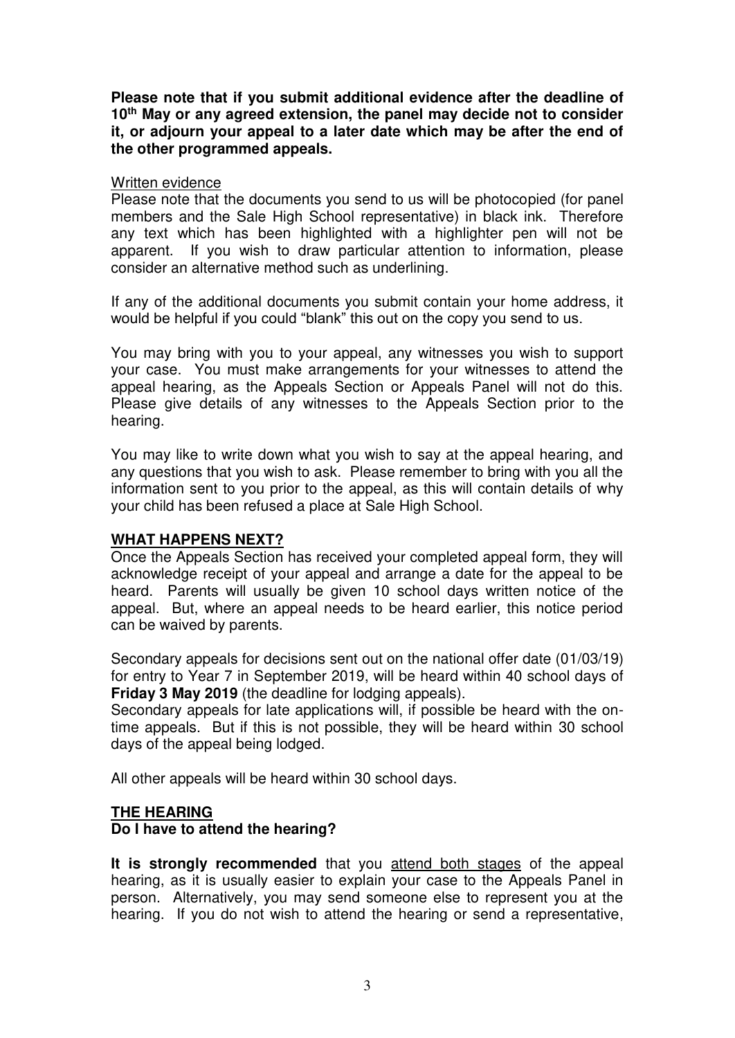**Please note that if you submit additional evidence after the deadline of 10th May or any agreed extension, the panel may decide not to consider it, or adjourn your appeal to a later date which may be after the end of the other programmed appeals.**

<u>Written evidence</u>

Please note that the documents you send to us will be photocopied (for panel members and the Sale High School representative) in black ink. Therefore any text which has been highlighted with a highlighter pen will not be apparent. If you wish to draw particular attention to information, please consider an alternative method such as underlining.

If any of the additional documents you submit contain your home address, it would be helpful if you could "blank" this out on the copy you send to us.

You may bring with you to your appeal, any witnesses you wish to support your case. You must make arrangements for your witnesses to attend the appeal hearing, as the Appeals Section or Appeals Panel will not do this. Please give details of any witnesses to the Appeals Section prior to the hearing.

You may like to write down what you wish to say at the appeal hearing, and any questions that you wish to ask. Please remember to bring with you all the information sent to you prior to the appeal, as this will contain details of why your child has been refused a place at Sale High School.

## WHAT HAPPENS NEXT?

Once the Appeals Section has received your completed appeal form, they will acknowledge receipt of your appeal and arrange a date for the appeal to be heard. Parents will usually be given 10 school days written notice of the appeal. But, where an appeal needs to be heard earlier, this notice period can be waived by parents.

Secondary appeals for decisions sent out on the national offer date (01/03/19) for entry to Year 7 in September 2019, will be heard within 40 school days of **Friday 3 May 2019** (the deadline for lodging appeals).

Secondary appeals for late applications will, if possible be heard with the on-time appeals. But if this is not possible, they will be heard within 30 school days of the appeal being lodged.

All other appeals will be heard within 30 school days.

## THE HEARING

### Do I have to attend the hearing?

**It is strongly recommended** that you <u>attend both stages</u> of the appeal hearing, as it is usually easier to explain your case to the Appeals Panel in person. Alternatively, you may send someone else to represent you at the hearing. If you do not wish to attend the hearing or send a representative,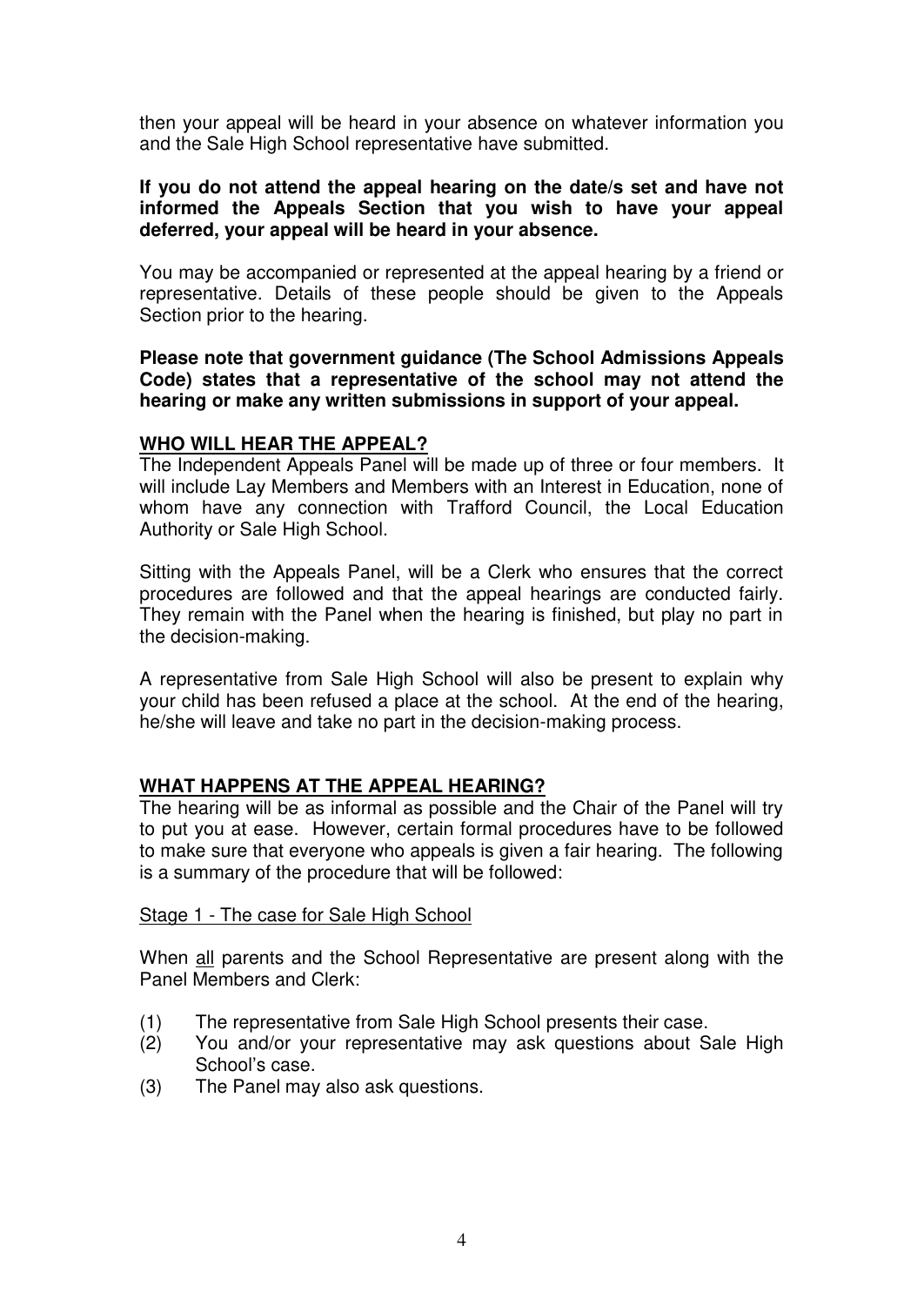then your appeal will be heard in your absence on whatever information you and the Sale High School representative have submitted.

**If you do not attend the appeal hearing on the date/s set and have not informed the Appeals Section that you wish to have your appeal deferred, your appeal will be heard in your absence.**

You may be accompanied or represented at the appeal hearing by a friend or representative. Details of these people should be given to the Appeals Section prior to the hearing.

**Please note that government guidance (The School Admissions Appeals Code) states that a representative of the school may not attend the hearing or make any written submissions in support of your appeal.**

## WHO WILL HEAR THE APPEAL?

The Independent Appeals Panel will be made up of three or four members. It will include Lay Members and Members with an Interest in Education, none of whom have any connection with Trafford Council, the Local Education Authority or Sale High School.

Sitting with the Appeals Panel, will be a Clerk who ensures that the correct procedures are followed and that the appeal hearings are conducted fairly. They remain with the Panel when the hearing is finished, but play no part in the decision-making.

A representative from Sale High School will also be present to explain why your child has been refused a place at the school. At the end of the hearing, he/she will leave and take no part in the decision-making process.

## WHAT HAPPENS AT THE APPEAL HEARING?

The hearing will be as informal as possible and the Chair of the Panel will try to put you at ease. However, certain formal procedures have to be followed to make sure that everyone who appeals is given a fair hearing. The following is a summary of the procedure that will be followed:

### Stage 1 - The case for Sale High School

When all parents and the School Representative are present along with the Panel Members and Clerk:

(1) The representative from Sale High School presents their case.
(2) You and/or your representative may ask questions about Sale High School's case.
(3) The Panel may also ask questions.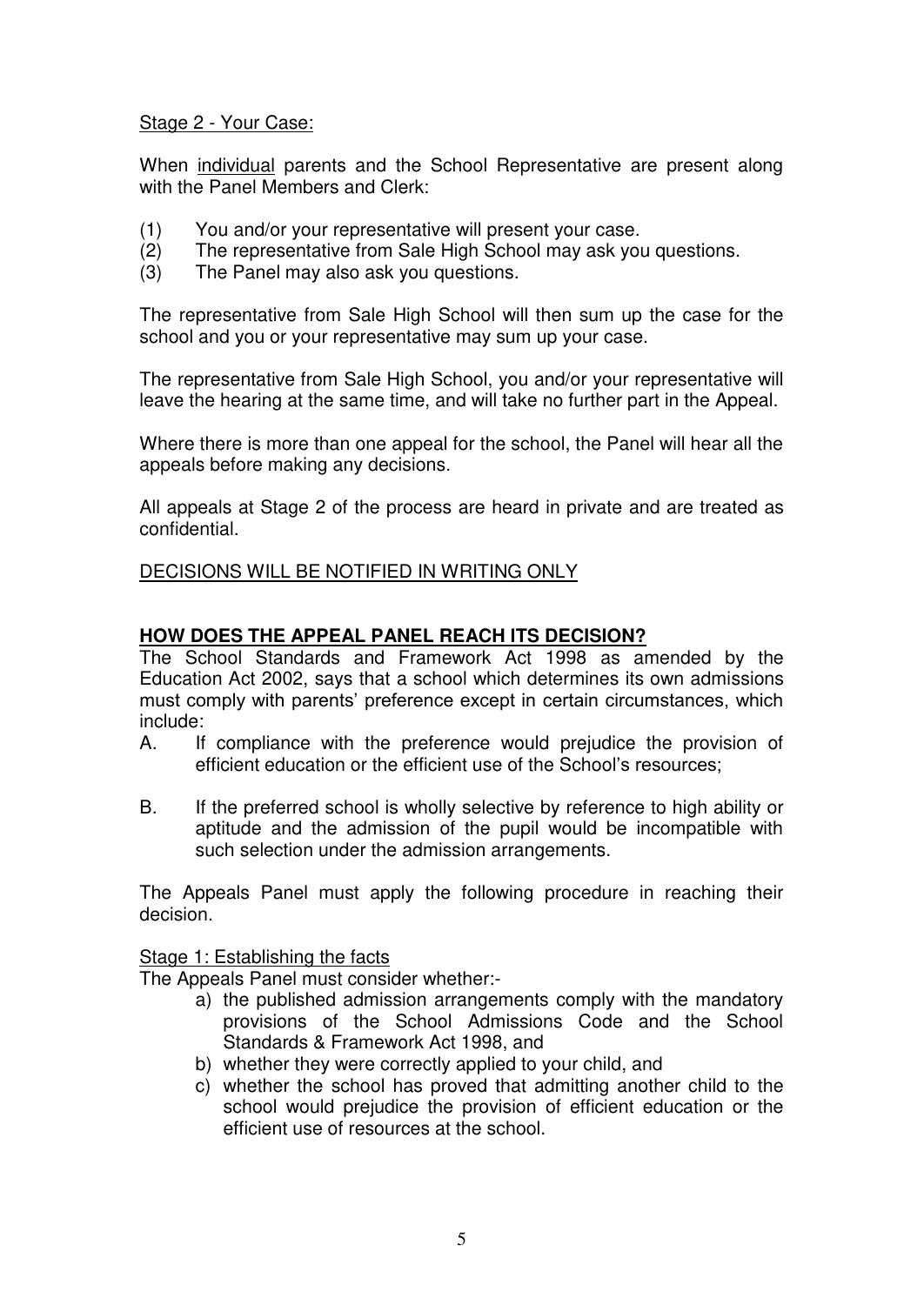Stage 2 - Your Case:

When individual parents and the School Representative are present along with the Panel Members and Clerk:

(1) You and/or your representative will present your case.
(2) The representative from Sale High School may ask you questions.
(3) The Panel may also ask you questions.

The representative from Sale High School will then sum up the case for the school and you or your representative may sum up your case.

The representative from Sale High School, you and/or your representative will leave the hearing at the same time, and will take no further part in the Appeal.

Where there is more than one appeal for the school, the Panel will hear all the appeals before making any decisions.

All appeals at Stage 2 of the process are heard in private and are treated as confidential.

DECISIONS WILL BE NOTIFIED IN WRITING ONLY

## **HOW DOES THE APPEAL PANEL REACH ITS DECISION?**

The School Standards and Framework Act 1998 as amended by the Education Act 2002, says that a school which determines its own admissions must comply with parents' preference except in certain circumstances, which include:

A. If compliance with the preference would prejudice the provision of efficient education or the efficient use of the School's resources;

B. If the preferred school is wholly selective by reference to high ability or aptitude and the admission of the pupil would be incompatible with such selection under the admission arrangements.

The Appeals Panel must apply the following procedure in reaching their decision.

Stage 1: Establishing the facts

The Appeals Panel must consider whether:-

a) the published admission arrangements comply with the mandatory provisions of the School Admissions Code and the School Standards & Framework Act 1998, and
b) whether they were correctly applied to your child, and
c) whether the school has proved that admitting another child to the school would prejudice the provision of efficient education or the efficient use of resources at the school.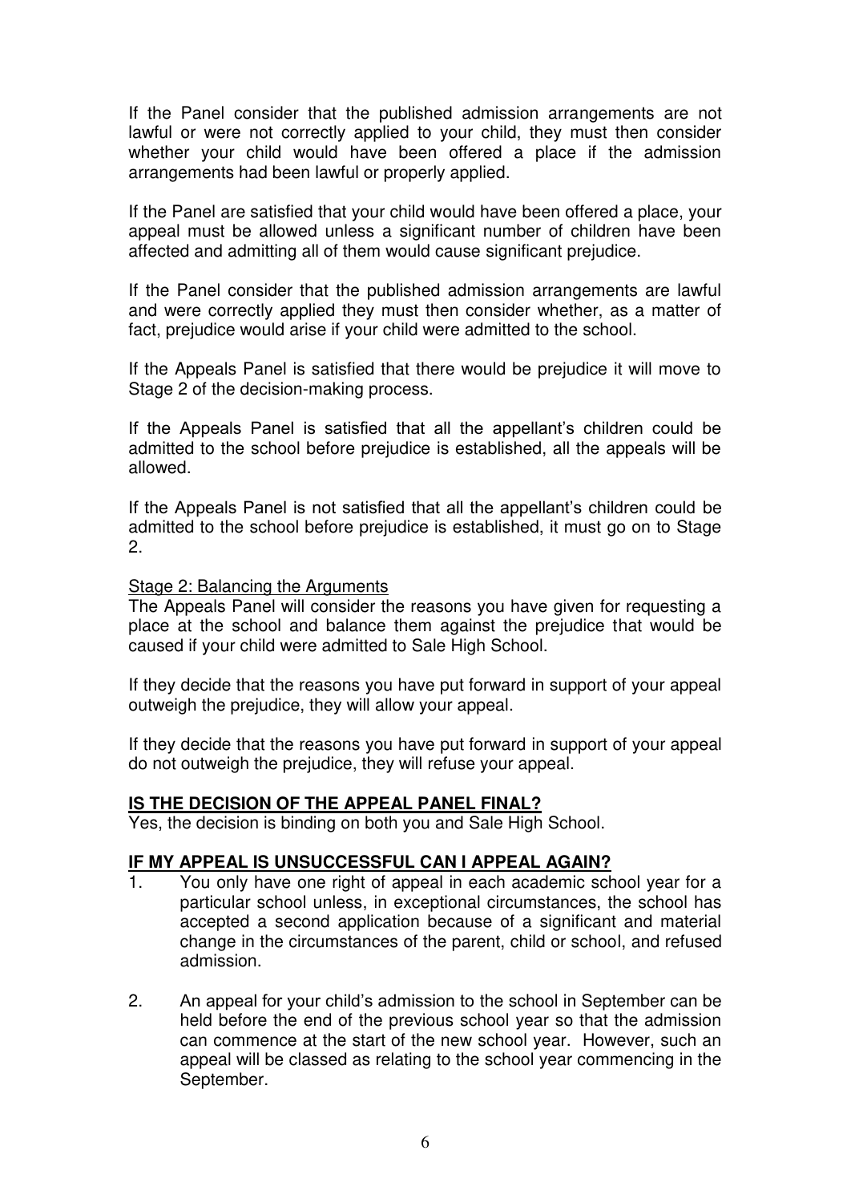If the Panel consider that the published admission arrangements are not lawful or were not correctly applied to your child, they must then consider whether your child would have been offered a place if the admission arrangements had been lawful or properly applied.

If the Panel are satisfied that your child would have been offered a place, your appeal must be allowed unless a significant number of children have been affected and admitting all of them would cause significant prejudice.

If the Panel consider that the published admission arrangements are lawful and were correctly applied they must then consider whether, as a matter of fact, prejudice would arise if your child were admitted to the school.

If the Appeals Panel is satisfied that there would be prejudice it will move to Stage 2 of the decision-making process.

If the Appeals Panel is satisfied that all the appellant's children could be admitted to the school before prejudice is established, all the appeals will be allowed.

If the Appeals Panel is not satisfied that all the appellant's children could be admitted to the school before prejudice is established, it must go on to Stage 2.

Stage 2: Balancing the Arguments

The Appeals Panel will consider the reasons you have given for requesting a place at the school and balance them against the prejudice that would be caused if your child were admitted to Sale High School.

If they decide that the reasons you have put forward in support of your appeal outweigh the prejudice, they will allow your appeal.

If they decide that the reasons you have put forward in support of your appeal do not outweigh the prejudice, they will refuse your appeal.

## IS THE DECISION OF THE APPEAL PANEL FINAL?

Yes, the decision is binding on both you and Sale High School.

## IF MY APPEAL IS UNSUCCESSFUL CAN I APPEAL AGAIN?

1. You only have one right of appeal in each academic school year for a particular school unless, in exceptional circumstances, the school has accepted a second application because of a significant and material change in the circumstances of the parent, child or school, and refused admission.

2. An appeal for your child's admission to the school in September can be held before the end of the previous school year so that the admission can commence at the start of the new school year. However, such an appeal will be classed as relating to the school year commencing in the September.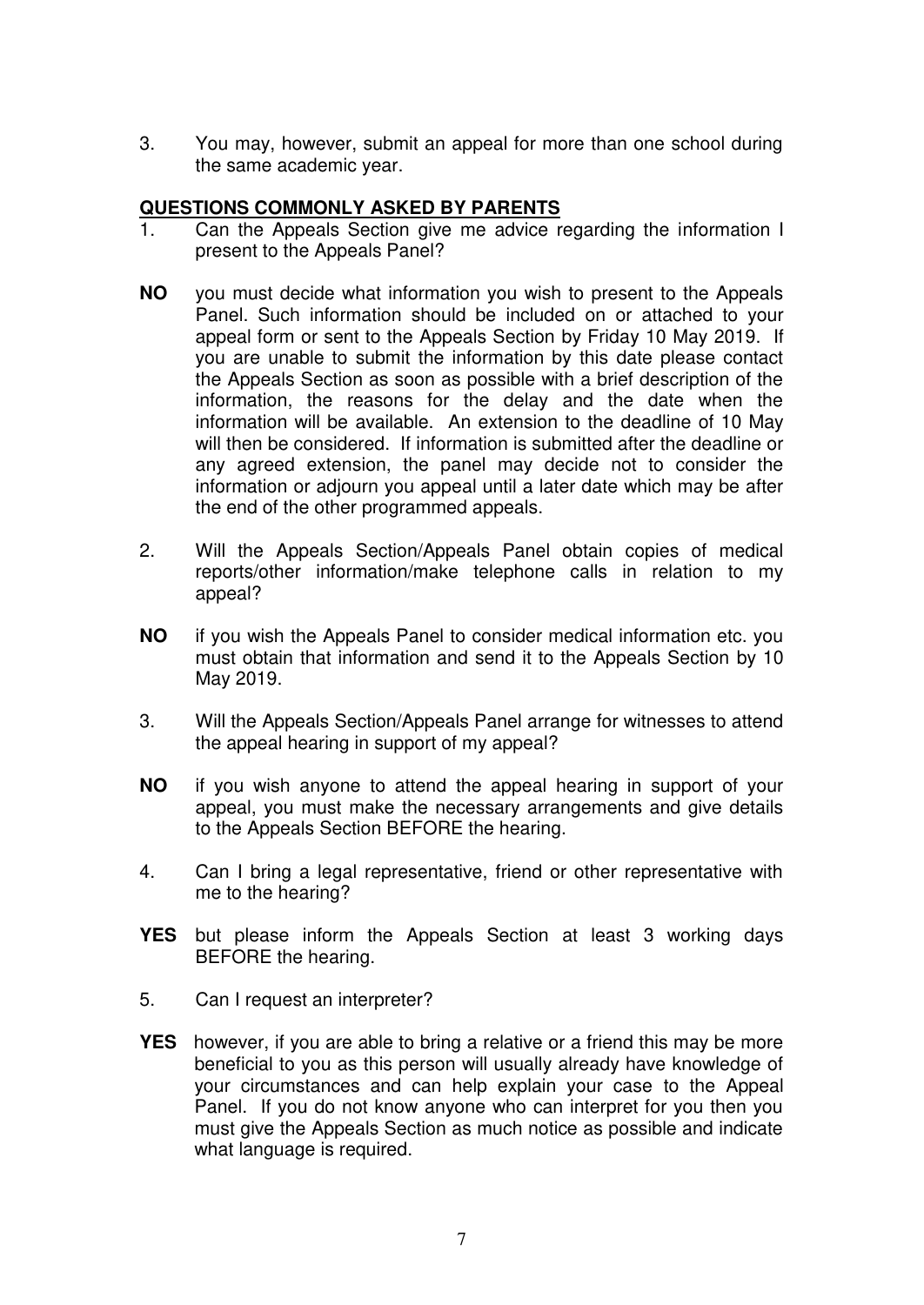3. You may, however, submit an appeal for more than one school during the same academic year.

## QUESTIONS COMMONLY ASKED BY PARENTS

1. Can the Appeals Section give me advice regarding the information I present to the Appeals Panel?

**NO** you must decide what information you wish to present to the Appeals Panel. Such information should be included on or attached to your appeal form or sent to the Appeals Section by Friday 10 May 2019. If you are unable to submit the information by this date please contact the Appeals Section as soon as possible with a brief description of the information, the reasons for the delay and the date when the information will be available. An extension to the deadline of 10 May will then be considered. If information is submitted after the deadline or any agreed extension, the panel may decide not to consider the information or adjourn you appeal until a later date which may be after the end of the other programmed appeals.

2. Will the Appeals Section/Appeals Panel obtain copies of medical reports/other information/make telephone calls in relation to my appeal?

**NO** if you wish the Appeals Panel to consider medical information etc. you must obtain that information and send it to the Appeals Section by 10 May 2019.

3. Will the Appeals Section/Appeals Panel arrange for witnesses to attend the appeal hearing in support of my appeal?

**NO** if you wish anyone to attend the appeal hearing in support of your appeal, you must make the necessary arrangements and give details to the Appeals Section BEFORE the hearing.

4. Can I bring a legal representative, friend or other representative with me to the hearing?

**YES** but please inform the Appeals Section at least 3 working days BEFORE the hearing.

5. Can I request an interpreter?

**YES** however, if you are able to bring a relative or a friend this may be more beneficial to you as this person will usually already have knowledge of your circumstances and can help explain your case to the Appeal Panel. If you do not know anyone who can interpret for you then you must give the Appeals Section as much notice as possible and indicate what language is required.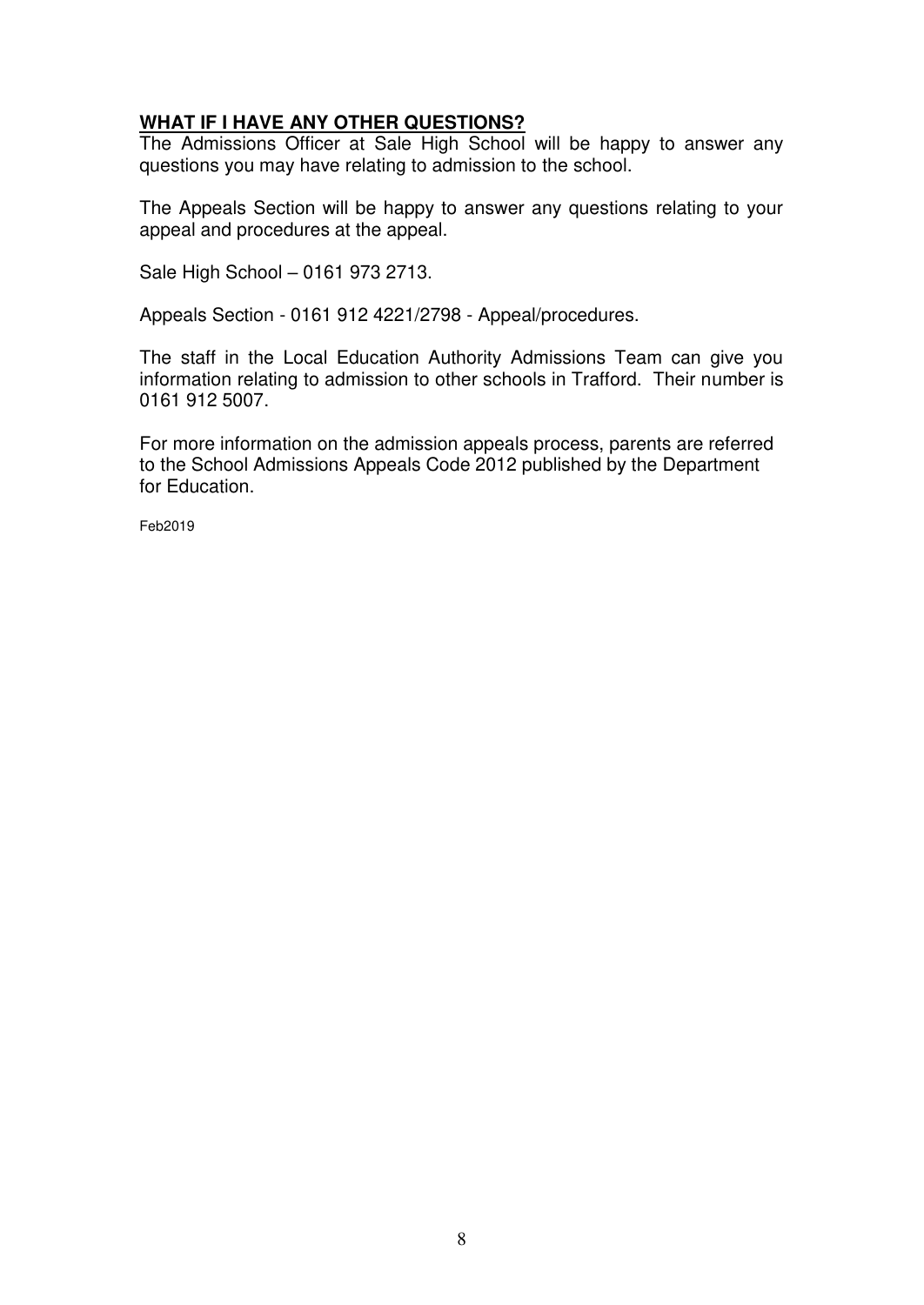## **WHAT IF I HAVE ANY OTHER QUESTIONS?**

The Admissions Officer at Sale High School will be happy to answer any questions you may have relating to admission to the school.

The Appeals Section will be happy to answer any questions relating to your appeal and procedures at the appeal.

Sale High School – 0161 973 2713.

Appeals Section - 0161 912 4221/2798 - Appeal/procedures.

The staff in the Local Education Authority Admissions Team can give you information relating to admission to other schools in Trafford. Their number is 0161 912 5007.

For more information on the admission appeals process, parents are referred to the School Admissions Appeals Code 2012 published by the Department for Education.

Feb2019